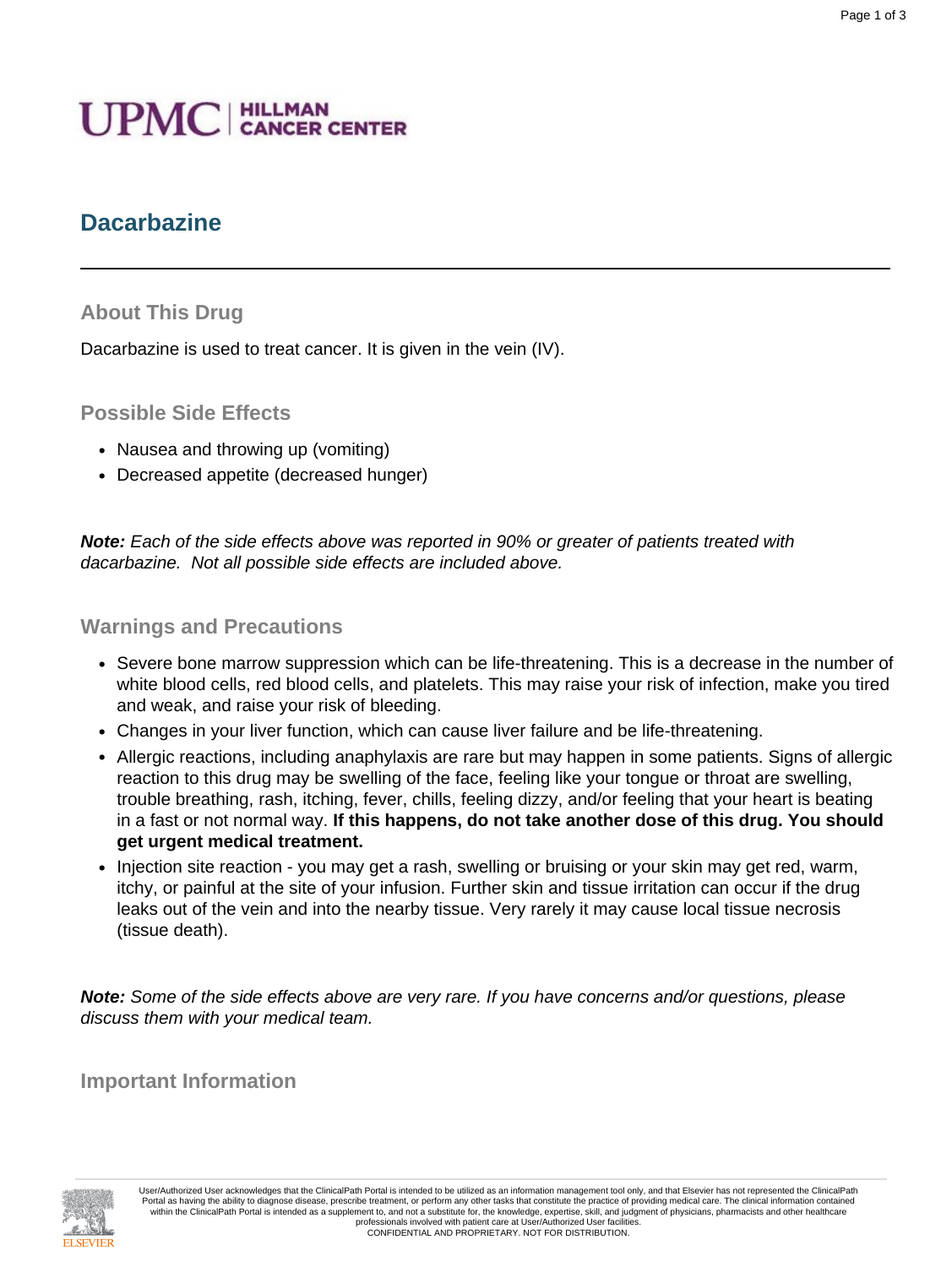UPMC | HILLMAN CANCER CENTER

# Dacarbazine

## About This Drug

Dacarbazine is used to treat cancer. It is given in the vein (IV).

## Possible Side Effects

- Nausea and throwing up (vomiting)
- Decreased appetite (decreased hunger)

***Note:*** *Each of the side effects above was reported in 90% or greater of patients treated with dacarbazine. Not all possible side effects are included above.*

## Warnings and Precautions

- Severe bone marrow suppression which can be life-threatening. This is a decrease in the number of white blood cells, red blood cells, and platelets. This may raise your risk of infection, make you tired and weak, and raise your risk of bleeding.
- Changes in your liver function, which can cause liver failure and be life-threatening.
- Allergic reactions, including anaphylaxis are rare but may happen in some patients. Signs of allergic reaction to this drug may be swelling of the face, feeling like your tongue or throat are swelling, trouble breathing, rash, itching, fever, chills, feeling dizzy, and/or feeling that your heart is beating in a fast or not normal way. **If this happens, do not take another dose of this drug. You should get urgent medical treatment.**
- Injection site reaction - you may get a rash, swelling or bruising or your skin may get red, warm, itchy, or painful at the site of your infusion. Further skin and tissue irritation can occur if the drug leaks out of the vein and into the nearby tissue. Very rarely it may cause local tissue necrosis (tissue death).

***Note:*** *Some of the side effects above are very rare. If you have concerns and/or questions, please discuss them with your medical team.*

## Important Information

User/Authorized User acknowledges that the ClinicalPath Portal is intended to be utilized as an information management tool only, and that Elsevier has not represented the ClinicalPath Portal as having the ability to diagnose disease, prescribe treatment, or perform any other tasks that constitute the practice of providing medical care. The clinical information contained within the ClinicalPath Portal is intended as a supplement to, and not a substitute for, the knowledge, expertise, skill, and judgment of physicians, pharmacists and other healthcare professionals involved with patient care at User/Authorized User facilities.
CONFIDENTIAL AND PROPRIETARY. NOT FOR DISTRIBUTION.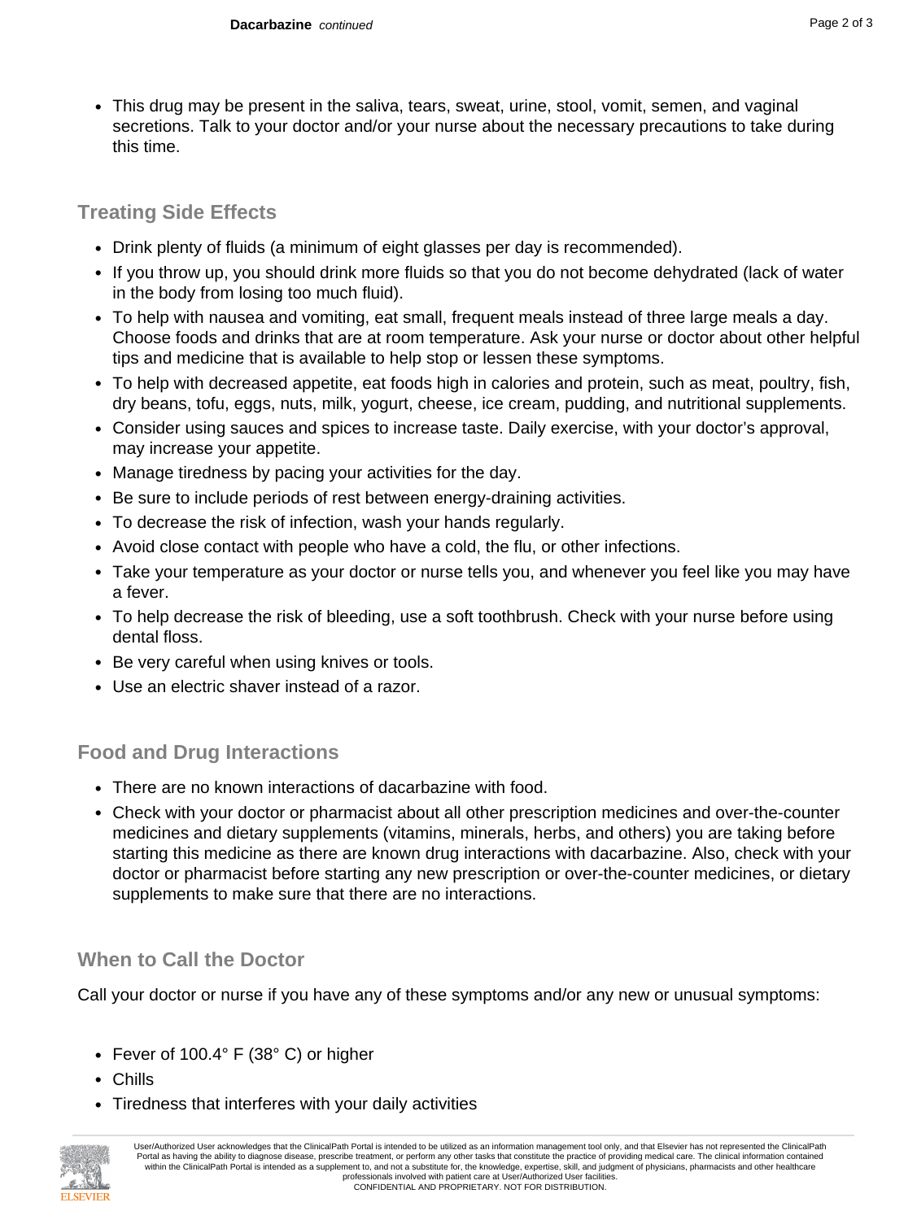- This drug may be present in the saliva, tears, sweat, urine, stool, vomit, semen, and vaginal secretions. Talk to your doctor and/or your nurse about the necessary precautions to take during this time.

## Treating Side Effects

- Drink plenty of fluids (a minimum of eight glasses per day is recommended).
- If you throw up, you should drink more fluids so that you do not become dehydrated (lack of water in the body from losing too much fluid).
- To help with nausea and vomiting, eat small, frequent meals instead of three large meals a day. Choose foods and drinks that are at room temperature. Ask your nurse or doctor about other helpful tips and medicine that is available to help stop or lessen these symptoms.
- To help with decreased appetite, eat foods high in calories and protein, such as meat, poultry, fish, dry beans, tofu, eggs, nuts, milk, yogurt, cheese, ice cream, pudding, and nutritional supplements.
- Consider using sauces and spices to increase taste. Daily exercise, with your doctor's approval, may increase your appetite.
- Manage tiredness by pacing your activities for the day.
- Be sure to include periods of rest between energy-draining activities.
- To decrease the risk of infection, wash your hands regularly.
- Avoid close contact with people who have a cold, the flu, or other infections.
- Take your temperature as your doctor or nurse tells you, and whenever you feel like you may have a fever.
- To help decrease the risk of bleeding, use a soft toothbrush. Check with your nurse before using dental floss.
- Be very careful when using knives or tools.
- Use an electric shaver instead of a razor.

## Food and Drug Interactions

- There are no known interactions of dacarbazine with food.
- Check with your doctor or pharmacist about all other prescription medicines and over-the-counter medicines and dietary supplements (vitamins, minerals, herbs, and others) you are taking before starting this medicine as there are known drug interactions with dacarbazine. Also, check with your doctor or pharmacist before starting any new prescription or over-the-counter medicines, or dietary supplements to make sure that there are no interactions.

## When to Call the Doctor

Call your doctor or nurse if you have any of these symptoms and/or any new or unusual symptoms:

- Fever of 100.4° F (38° C) or higher
- Chills
- Tiredness that interferes with your daily activities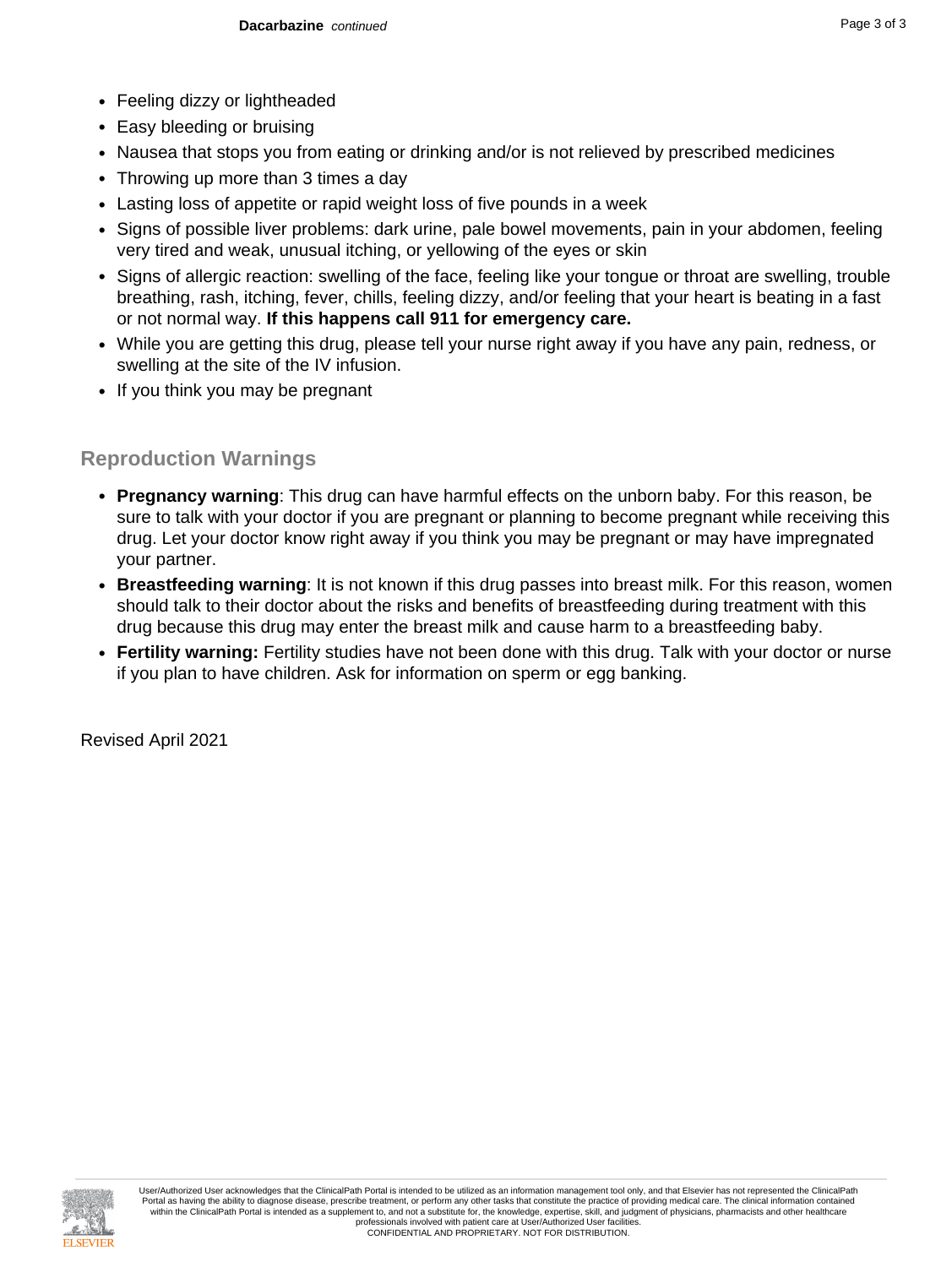- Feeling dizzy or lightheaded
- Easy bleeding or bruising
- Nausea that stops you from eating or drinking and/or is not relieved by prescribed medicines
- Throwing up more than 3 times a day
- Lasting loss of appetite or rapid weight loss of five pounds in a week
- Signs of possible liver problems: dark urine, pale bowel movements, pain in your abdomen, feeling very tired and weak, unusual itching, or yellowing of the eyes or skin
- Signs of allergic reaction: swelling of the face, feeling like your tongue or throat are swelling, trouble breathing, rash, itching, fever, chills, feeling dizzy, and/or feeling that your heart is beating in a fast or not normal way. **If this happens call 911 for emergency care.**
- While you are getting this drug, please tell your nurse right away if you have any pain, redness, or swelling at the site of the IV infusion.
- If you think you may be pregnant

## Reproduction Warnings

- **Pregnancy warning**: This drug can have harmful effects on the unborn baby. For this reason, be sure to talk with your doctor if you are pregnant or planning to become pregnant while receiving this drug. Let your doctor know right away if you think you may be pregnant or may have impregnated your partner.
- **Breastfeeding warning**: It is not known if this drug passes into breast milk. For this reason, women should talk to their doctor about the risks and benefits of breastfeeding during treatment with this drug because this drug may enter the breast milk and cause harm to a breastfeeding baby.
- **Fertility warning:** Fertility studies have not been done with this drug. Talk with your doctor or nurse if you plan to have children. Ask for information on sperm or egg banking.

Revised April 2021

User/Authorized User acknowledges that the ClinicalPath Portal is intended to be utilized as an information management tool only, and that Elsevier has not represented the ClinicalPath Portal as having the ability to diagnose disease, prescribe treatment, or perform any other tasks that constitute the practice of providing medical care. The clinical information contained within the ClinicalPath Portal is intended as a supplement to, and not a substitute for, the knowledge, expertise, skill, and judgment of physicians, pharmacists and other healthcare professionals involved with patient care at User/Authorized User facilities.
CONFIDENTIAL AND PROPRIETARY. NOT FOR DISTRIBUTION.